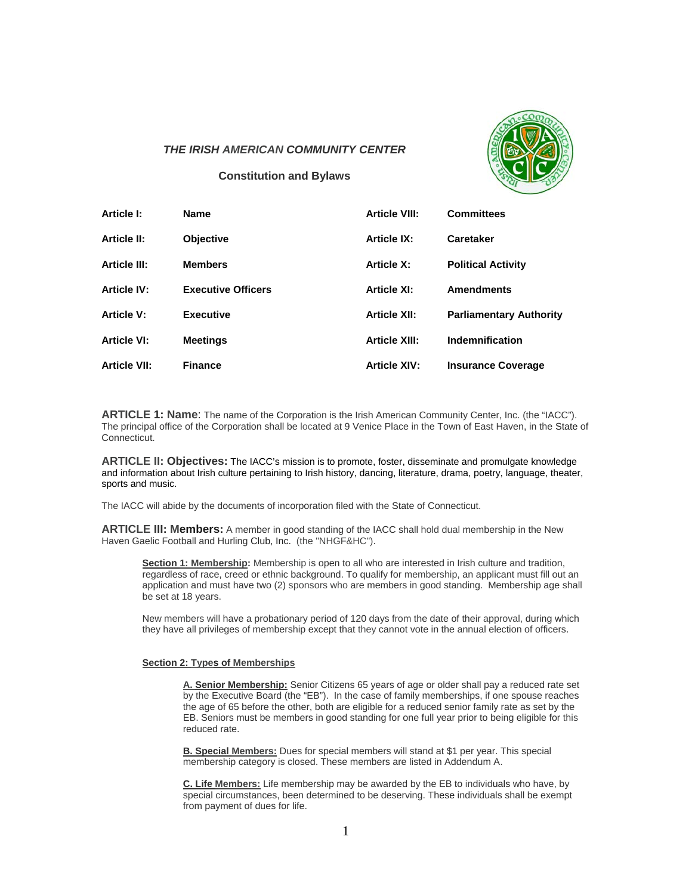***THE IRISH AMERICAN COMMUNITY CENTER***

**Constitution and Bylaws**

| | | | |
|---|---|---|---|
| **Article I:** | **Name** | **Article VIII:** | **Committees** |
| **Article II:** | **Objective** | **Article IX:** | **Caretaker** |
| **Article III:** | **Members** | **Article X:** | **Political Activity** |
| **Article IV:** | **Executive Officers** | **Article XI:** | **Amendments** |
| **Article V:** | **Executive** | **Article XII:** | **Parliamentary Authority** |
| **Article VI:** | **Meetings** | **Article XIII:** | **Indemnification** |
| **Article VII:** | **Finance** | **Article XIV:** | **Insurance Coverage** |

**ARTICLE 1: Name**: The name of the Corporation is the Irish American Community Center, Inc. (the "IACC"). The principal office of the Corporation shall be located at 9 Venice Place in the Town of East Haven, in the State of Connecticut.

**ARTICLE II: Objectives:** The IACC's mission is to promote, foster, disseminate and promulgate knowledge and information about Irish culture pertaining to Irish history, dancing, literature, drama, poetry, language, theater, sports and music.

The IACC will abide by the documents of incorporation filed with the State of Connecticut.

**ARTICLE III: Members:** A member in good standing of the IACC shall hold dual membership in the New Haven Gaelic Football and Hurling Club, Inc. (the "NHGF&HC").

**Section 1: Membership:** Membership is open to all who are interested in Irish culture and tradition, regardless of race, creed or ethnic background. To qualify for membership, an applicant must fill out an application and must have two (2) sponsors who are members in good standing. Membership age shall be set at 18 years.

New members will have a probationary period of 120 days from the date of their approval, during which they have all privileges of membership except that they cannot vote in the annual election of officers.

**Section 2: Types of Memberships**

**A. Senior Membership:** Senior Citizens 65 years of age or older shall pay a reduced rate set by the Executive Board (the "EB"). In the case of family memberships, if one spouse reaches the age of 65 before the other, both are eligible for a reduced senior family rate as set by the EB. Seniors must be members in good standing for one full year prior to being eligible for this reduced rate.

**B. Special Members:** Dues for special members will stand at $1 per year. This special membership category is closed. These members are listed in Addendum A.

**C. Life Members:** Life membership may be awarded by the EB to individuals who have, by special circumstances, been determined to be deserving. These individuals shall be exempt from payment of dues for life.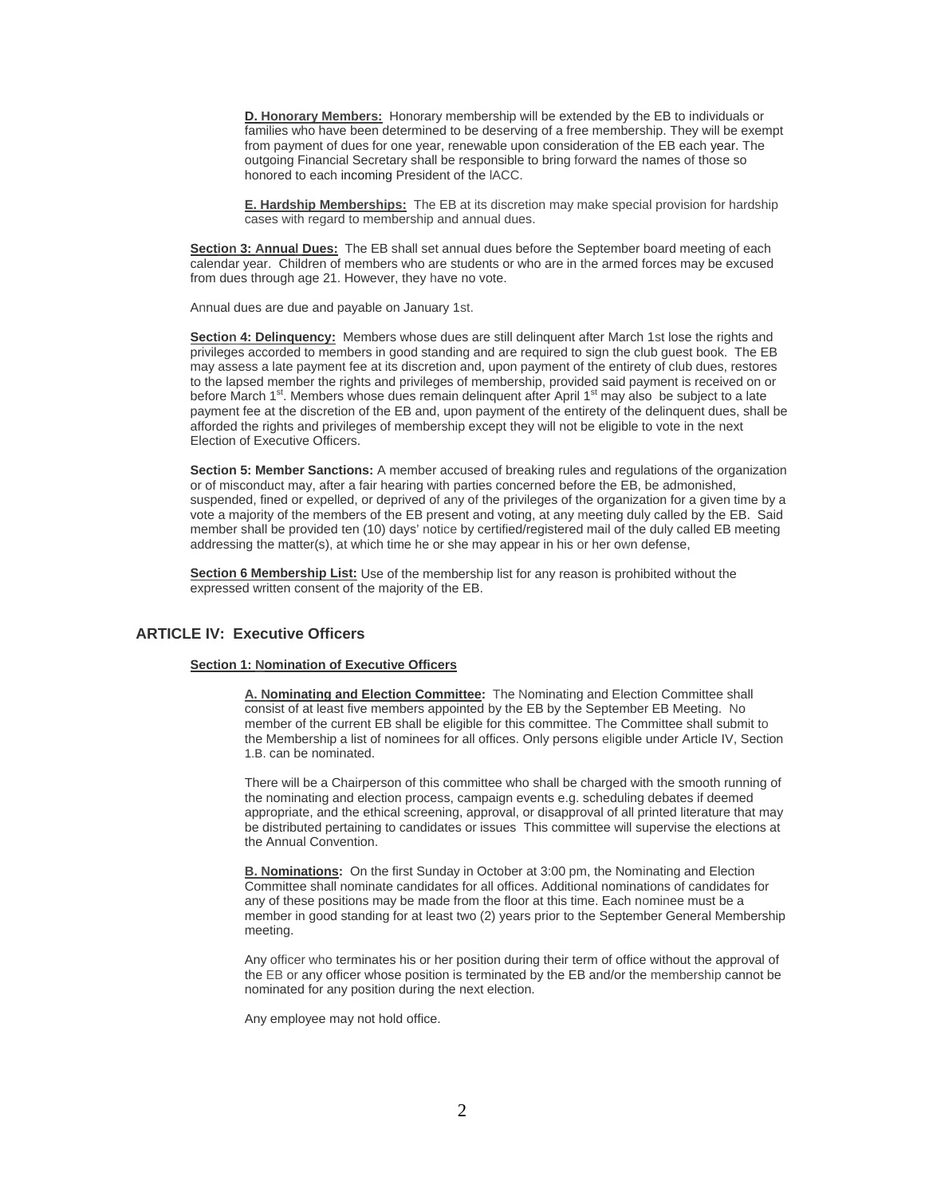**D. Honorary Members:** Honorary membership will be extended by the EB to individuals or families who have been determined to be deserving of a free membership. They will be exempt from payment of dues for one year, renewable upon consideration of the EB each year. The outgoing Financial Secretary shall be responsible to bring forward the names of those so honored to each incoming President of the IACC.

**E. Hardship Memberships:** The EB at its discretion may make special provision for hardship cases with regard to membership and annual dues.

**Section 3: Annual Dues:** The EB shall set annual dues before the September board meeting of each calendar year. Children of members who are students or who are in the armed forces may be excused from dues through age 21. However, they have no vote.

Annual dues are due and payable on January 1st.

**Section 4: Delinquency:** Members whose dues are still delinquent after March 1st lose the rights and privileges accorded to members in good standing and are required to sign the club guest book. The EB may assess a late payment fee at its discretion and, upon payment of the entirety of club dues, restores to the lapsed member the rights and privileges of membership, provided said payment is received on or before March 1st. Members whose dues remain delinquent after April 1st may also be subject to a late payment fee at the discretion of the EB and, upon payment of the entirety of the delinquent dues, shall be afforded the rights and privileges of membership except they will not be eligible to vote in the next Election of Executive Officers.

**Section 5: Member Sanctions:** A member accused of breaking rules and regulations of the organization or of misconduct may, after a fair hearing with parties concerned before the EB, be admonished, suspended, fined or expelled, or deprived of any of the privileges of the organization for a given time by a vote a majority of the members of the EB present and voting, at any meeting duly called by the EB. Said member shall be provided ten (10) days' notice by certified/registered mail of the duly called EB meeting addressing the matter(s), at which time he or she may appear in his or her own defense,

**Section 6 Membership List:** Use of the membership list for any reason is prohibited without the expressed written consent of the majority of the EB.

## ARTICLE IV: Executive Officers

### Section 1: Nomination of Executive Officers

**A. Nominating and Election Committee:** The Nominating and Election Committee shall consist of at least five members appointed by the EB by the September EB Meeting. No member of the current EB shall be eligible for this committee. The Committee shall submit to the Membership a list of nominees for all offices. Only persons eligible under Article IV, Section 1.B. can be nominated.

There will be a Chairperson of this committee who shall be charged with the smooth running of the nominating and election process, campaign events e.g. scheduling debates if deemed appropriate, and the ethical screening, approval, or disapproval of all printed literature that may be distributed pertaining to candidates or issues This committee will supervise the elections at the Annual Convention.

**B. Nominations:** On the first Sunday in October at 3:00 pm, the Nominating and Election Committee shall nominate candidates for all offices. Additional nominations of candidates for any of these positions may be made from the floor at this time. Each nominee must be a member in good standing for at least two (2) years prior to the September General Membership meeting.

Any officer who terminates his or her position during their term of office without the approval of the EB or any officer whose position is terminated by the EB and/or the membership cannot be nominated for any position during the next election.

Any employee may not hold office.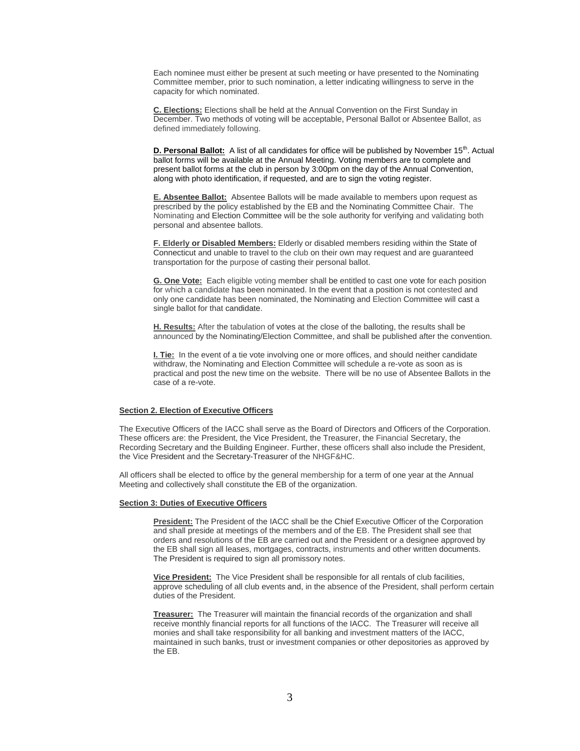Each nominee must either be present at such meeting or have presented to the Nominating Committee member, prior to such nomination, a letter indicating willingness to serve in the capacity for which nominated.

**C. Elections:** Elections shall be held at the Annual Convention on the First Sunday in December. Two methods of voting will be acceptable, Personal Ballot or Absentee Ballot, as defined immediately following.

**D. Personal Ballot:** A list of all candidates for office will be published by November 15th. Actual ballot forms will be available at the Annual Meeting. Voting members are to complete and present ballot forms at the club in person by 3:00pm on the day of the Annual Convention, along with photo identification, if requested, and are to sign the voting register.

**E. Absentee Ballot:** Absentee Ballots will be made available to members upon request as prescribed by the policy established by the EB and the Nominating Committee Chair. The Nominating and Election Committee will be the sole authority for verifying and validating both personal and absentee ballots.

**F. Elderly or Disabled Members:** Elderly or disabled members residing within the State of Connecticut and unable to travel to the club on their own may request and are guaranteed transportation for the purpose of casting their personal ballot.

**G. One Vote:** Each eligible voting member shall be entitled to cast one vote for each position for which a candidate has been nominated. In the event that a position is not contested and only one candidate has been nominated, the Nominating and Election Committee will cast a single ballot for that candidate.

**H. Results:** After the tabulation of votes at the close of the balloting, the results shall be announced by the Nominating/Election Committee, and shall be published after the convention.

**I. Tie:** In the event of a tie vote involving one or more offices, and should neither candidate withdraw, the Nominating and Election Committee will schedule a re-vote as soon as is practical and post the new time on the website. There will be no use of Absentee Ballots in the case of a re-vote.

**Section 2. Election of Executive Officers**

The Executive Officers of the IACC shall serve as the Board of Directors and Officers of the Corporation. These officers are: the President, the Vice President, the Treasurer, the Financial Secretary, the Recording Secretary and the Building Engineer. Further, these officers shall also include the President, the Vice President and the Secretary-Treasurer of the NHGF&HC.

All officers shall be elected to office by the general membership for a term of one year at the Annual Meeting and collectively shall constitute the EB of the organization.

**Section 3: Duties of Executive Officers**

**President:** The President of the IACC shall be the Chief Executive Officer of the Corporation and shall preside at meetings of the members and of the EB. The President shall see that orders and resolutions of the EB are carried out and the President or a designee approved by the EB shall sign all leases, mortgages, contracts, instruments and other written documents. The President is required to sign all promissory notes.

**Vice President:** The Vice President shall be responsible for all rentals of club facilities, approve scheduling of all club events and, in the absence of the President, shall perform certain duties of the President.

**Treasurer:** The Treasurer will maintain the financial records of the organization and shall receive monthly financial reports for all functions of the IACC. The Treasurer will receive all monies and shall take responsibility for all banking and investment matters of the IACC, maintained in such banks, trust or investment companies or other depositories as approved by the EB.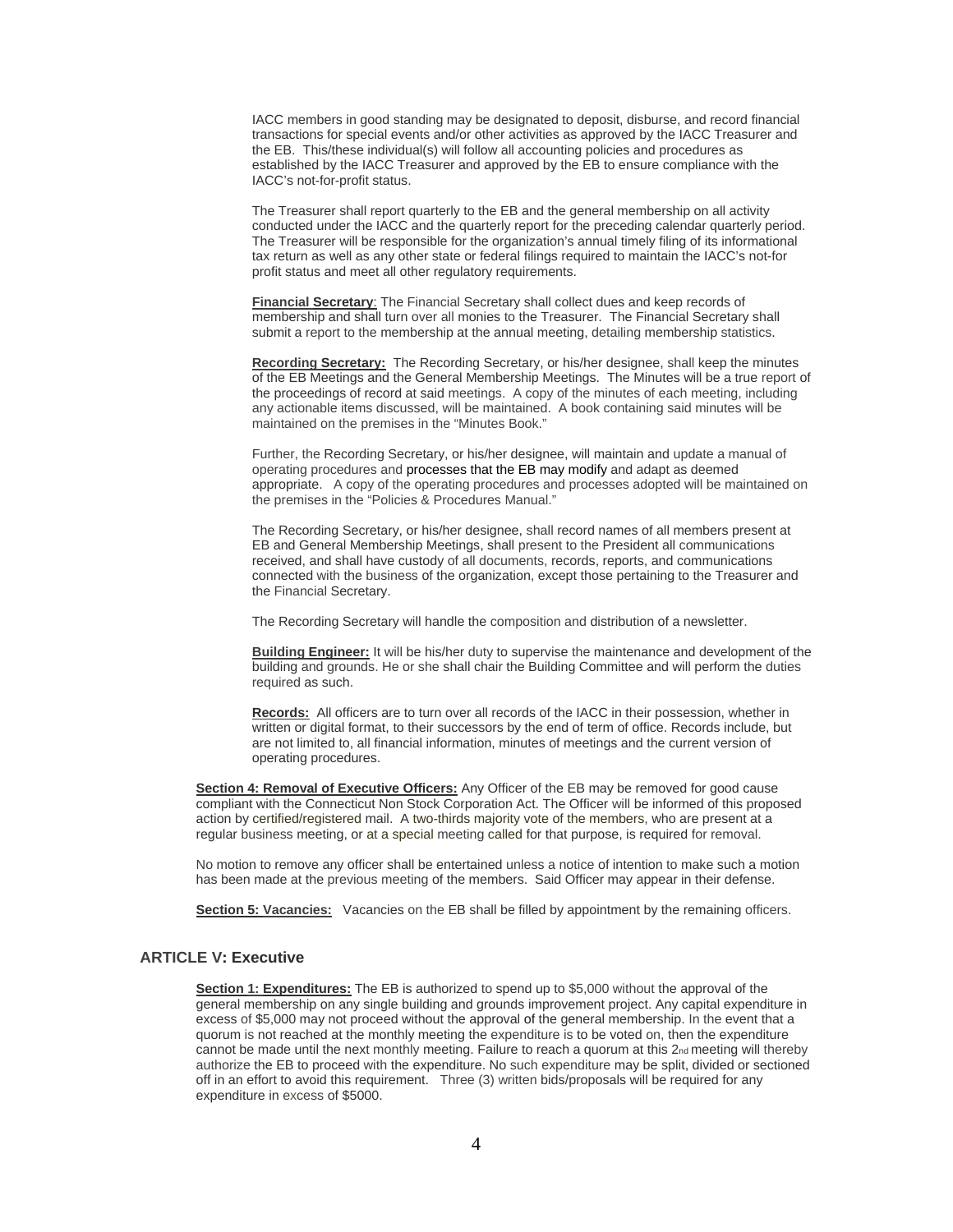IACC members in good standing may be designated to deposit, disburse, and record financial transactions for special events and/or other activities as approved by the IACC Treasurer and the EB. This/these individual(s) will follow all accounting policies and procedures as established by the IACC Treasurer and approved by the EB to ensure compliance with the IACC's not-for-profit status.

The Treasurer shall report quarterly to the EB and the general membership on all activity conducted under the IACC and the quarterly report for the preceding calendar quarterly period. The Treasurer will be responsible for the organization's annual timely filing of its informational tax return as well as any other state or federal filings required to maintain the IACC's not-for profit status and meet all other regulatory requirements.

**Financial Secretary**: The Financial Secretary shall collect dues and keep records of membership and shall turn over all monies to the Treasurer. The Financial Secretary shall submit a report to the membership at the annual meeting, detailing membership statistics.

**Recording Secretary:** The Recording Secretary, or his/her designee, shall keep the minutes of the EB Meetings and the General Membership Meetings. The Minutes will be a true report of the proceedings of record at said meetings. A copy of the minutes of each meeting, including any actionable items discussed, will be maintained. A book containing said minutes will be maintained on the premises in the "Minutes Book."

Further, the Recording Secretary, or his/her designee, will maintain and update a manual of operating procedures and processes that the EB may modify and adapt as deemed appropriate. A copy of the operating procedures and processes adopted will be maintained on the premises in the "Policies & Procedures Manual."

The Recording Secretary, or his/her designee, shall record names of all members present at EB and General Membership Meetings, shall present to the President all communications received, and shall have custody of all documents, records, reports, and communications connected with the business of the organization, except those pertaining to the Treasurer and the Financial Secretary.

The Recording Secretary will handle the composition and distribution of a newsletter.

**Building Engineer:** It will be his/her duty to supervise the maintenance and development of the building and grounds. He or she shall chair the Building Committee and will perform the duties required as such.

**Records:** All officers are to turn over all records of the IACC in their possession, whether in written or digital format, to their successors by the end of term of office. Records include, but are not limited to, all financial information, minutes of meetings and the current version of operating procedures.

**Section 4: Removal of Executive Officers:** Any Officer of the EB may be removed for good cause compliant with the Connecticut Non Stock Corporation Act. The Officer will be informed of this proposed action by certified/registered mail. A two-thirds majority vote of the members, who are present at a regular business meeting, or at a special meeting called for that purpose, is required for removal.

No motion to remove any officer shall be entertained unless a notice of intention to make such a motion has been made at the previous meeting of the members. Said Officer may appear in their defense.

**Section 5: Vacancies:** Vacancies on the EB shall be filled by appointment by the remaining officers.

## ARTICLE V: Executive

**Section 1: Expenditures:** The EB is authorized to spend up to $5,000 without the approval of the general membership on any single building and grounds improvement project. Any capital expenditure in excess of $5,000 may not proceed without the approval of the general membership. In the event that a quorum is not reached at the monthly meeting the expenditure is to be voted on, then the expenditure cannot be made until the next monthly meeting. Failure to reach a quorum at this 2nd meeting will thereby authorize the EB to proceed with the expenditure. No such expenditure may be split, divided or sectioned off in an effort to avoid this requirement. Three (3) written bids/proposals will be required for any expenditure in excess of $5000.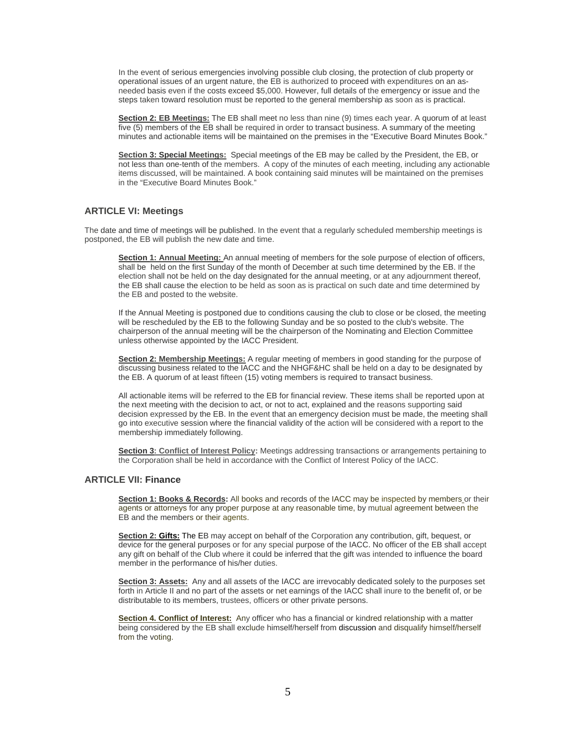In the event of serious emergencies involving possible club closing, the protection of club property or operational issues of an urgent nature, the EB is authorized to proceed with expenditures on an as-needed basis even if the costs exceed $5,000. However, full details of the emergency or issue and the steps taken toward resolution must be reported to the general membership as soon as is practical.

**Section 2: EB Meetings:** The EB shall meet no less than nine (9) times each year. A quorum of at least five (5) members of the EB shall be required in order to transact business. A summary of the meeting minutes and actionable items will be maintained on the premises in the "Executive Board Minutes Book."

**Section 3: Special Meetings:** Special meetings of the EB may be called by the President, the EB, or not less than one-tenth of the members. A copy of the minutes of each meeting, including any actionable items discussed, will be maintained. A book containing said minutes will be maintained on the premises in the "Executive Board Minutes Book."

## ARTICLE VI: Meetings

The date and time of meetings will be published. In the event that a regularly scheduled membership meetings is postponed, the EB will publish the new date and time.

**Section 1: Annual Meeting:** An annual meeting of members for the sole purpose of election of officers, shall be held on the first Sunday of the month of December at such time determined by the EB. If the election shall not be held on the day designated for the annual meeting, or at any adjournment thereof, the EB shall cause the election to be held as soon as is practical on such date and time determined by the EB and posted to the website.

If the Annual Meeting is postponed due to conditions causing the club to close or be closed, the meeting will be rescheduled by the EB to the following Sunday and be so posted to the club's website. The chairperson of the annual meeting will be the chairperson of the Nominating and Election Committee unless otherwise appointed by the IACC President.

**Section 2: Membership Meetings:** A regular meeting of members in good standing for the purpose of discussing business related to the IACC and the NHGF&HC shall be held on a day to be designated by the EB. A quorum of at least fifteen (15) voting members is required to transact business.

All actionable items will be referred to the EB for financial review. These items shall be reported upon at the next meeting with the decision to act, or not to act, explained and the reasons supporting said decision expressed by the EB. In the event that an emergency decision must be made, the meeting shall go into executive session where the financial validity of the action will be considered with a report to the membership immediately following.

**Section 3: Conflict of Interest Policy:** Meetings addressing transactions or arrangements pertaining to the Corporation shall be held in accordance with the Conflict of Interest Policy of the IACC.

## ARTICLE VII: Finance

**Section 1: Books & Records:** All books and records of the IACC may be inspected by members or their agents or attorneys for any proper purpose at any reasonable time, by mutual agreement between the EB and the members or their agents.

**Section 2: Gifts:** The EB may accept on behalf of the Corporation any contribution, gift, bequest, or device for the general purposes or for any special purpose of the IACC. No officer of the EB shall accept any gift on behalf of the Club where it could be inferred that the gift was intended to influence the board member in the performance of his/her duties.

**Section 3: Assets:** Any and all assets of the IACC are irrevocably dedicated solely to the purposes set forth in Article II and no part of the assets or net earnings of the IACC shall inure to the benefit of, or be distributable to its members, trustees, officers or other private persons.

**Section 4. Conflict of Interest:** Any officer who has a financial or kindred relationship with a matter being considered by the EB shall exclude himself/herself from discussion and disqualify himself/herself from the voting.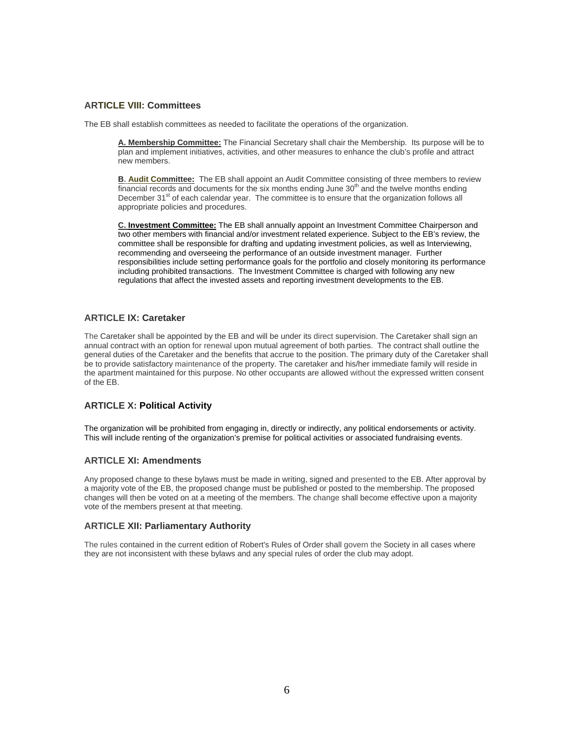### ARTICLE VIII: Committees

The EB shall establish committees as needed to facilitate the operations of the organization.

**A. Membership Committee:** The Financial Secretary shall chair the Membership. Its purpose will be to plan and implement initiatives, activities, and other measures to enhance the club's profile and attract new members.

**B. Audit Committee:** The EB shall appoint an Audit Committee consisting of three members to review financial records and documents for the six months ending June 30th and the twelve months ending December 31st of each calendar year. The committee is to ensure that the organization follows all appropriate policies and procedures.

**C. Investment Committee:** The EB shall annually appoint an Investment Committee Chairperson and two other members with financial and/or investment related experience. Subject to the EB's review, the committee shall be responsible for drafting and updating investment policies, as well as Interviewing, recommending and overseeing the performance of an outside investment manager. Further responsibilities include setting performance goals for the portfolio and closely monitoring its performance including prohibited transactions. The Investment Committee is charged with following any new regulations that affect the invested assets and reporting investment developments to the EB.

### ARTICLE IX: Caretaker

The Caretaker shall be appointed by the EB and will be under its direct supervision. The Caretaker shall sign an annual contract with an option for renewal upon mutual agreement of both parties. The contract shall outline the general duties of the Caretaker and the benefits that accrue to the position. The primary duty of the Caretaker shall be to provide satisfactory maintenance of the property. The caretaker and his/her immediate family will reside in the apartment maintained for this purpose. No other occupants are allowed without the expressed written consent of the EB.

### ARTICLE X: Political Activity

The organization will be prohibited from engaging in, directly or indirectly, any political endorsements or activity. This will include renting of the organization's premise for political activities or associated fundraising events.

### ARTICLE XI: Amendments

Any proposed change to these bylaws must be made in writing, signed and presented to the EB. After approval by a majority vote of the EB, the proposed change must be published or posted to the membership. The proposed changes will then be voted on at a meeting of the members. The change shall become effective upon a majority vote of the members present at that meeting.

### ARTICLE XII: Parliamentary Authority

The rules contained in the current edition of Robert's Rules of Order shall govern the Society in all cases where they are not inconsistent with these bylaws and any special rules of order the club may adopt.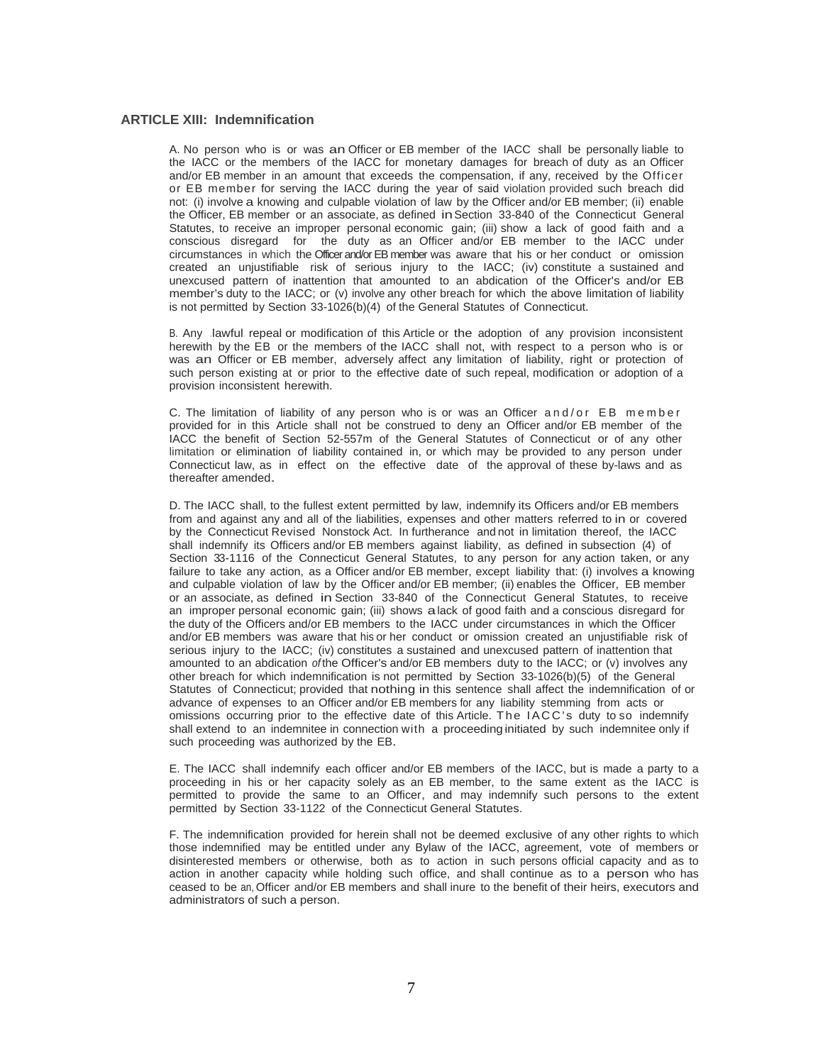### ARTICLE XIII: Indemnification

A. No person who is or was an Officer or EB member of the IACC shall be personally liable to the IACC or the members of the IACC for monetary damages for breach of duty as an Officer and/or EB member in an amount that exceeds the compensation, if any, received by the Officer or EB member for serving the IACC during the year of said violation provided such breach did not: (i) involve a knowing and culpable violation of law by the Officer and/or EB member; (ii) enable the Officer, EB member or an associate, as defined in Section 33-840 of the Connecticut General Statutes, to receive an improper personal economic gain; (iii) show a lack of good faith and a conscious disregard for the duty as an Officer and/or EB member to the IACC under circumstances in which the Officer and/or EB member was aware that his or her conduct or omission created an unjustifiable risk of serious injury to the IACC; (iv) constitute a sustained and unexcused pattern of inattention that amounted to an abdication of the Officer's and/or EB member's duty to the IACC; or (v) involve any other breach for which the above limitation of liability is not permitted by Section 33-1026(b)(4) of the General Statutes of Connecticut.

B. Any lawful repeal or modification of this Article or the adoption of any provision inconsistent herewith by the EB or the members of the IACC shall not, with respect to a person who is or was an Officer or EB member, adversely affect any limitation of liability, right or protection of such person existing at or prior to the effective date of such repeal, modification or adoption of a provision inconsistent herewith.

C. The limitation of liability of any person who is or was an Officer and/or EB member provided for in this Article shall not be construed to deny an Officer and/or EB member of the IACC the benefit of Section 52-557m of the General Statutes of Connecticut or of any other limitation or elimination of liability contained in, or which may be provided to any person under Connecticut law, as in effect on the effective date of the approval of these by-laws and as thereafter amended.

D. The IACC shall, to the fullest extent permitted by law, indemnify its Officers and/or EB members from and against any and all of the liabilities, expenses and other matters referred to in or covered by the Connecticut Revised Nonstock Act. In furtherance and not in limitation thereof, the IACC shall indemnify its Officers and/or EB members against liability, as defined in subsection (4) of Section 33-1116 of the Connecticut General Statutes, to any person for any action taken, or any failure to take any action, as a Officer and/or EB member, except liability that: (i) involves a knowing and culpable violation of law by the Officer and/or EB member; (ii) enables the Officer, EB member or an associate, as defined in Section 33-840 of the Connecticut General Statutes, to receive an improper personal economic gain; (iii) shows a lack of good faith and a conscious disregard for the duty of the Officers and/or EB members to the IACC under circumstances in which the Officer and/or EB members was aware that his or her conduct or omission created an unjustifiable risk of serious injury to the IACC; (iv) constitutes a sustained and unexcused pattern of inattention that amounted to an abdication *of* the Officer's and/or EB members duty to the IACC; or (v) involves any other breach for which indemnification is not permitted by Section 33-1026(b)(5) of the General Statutes of Connecticut; provided that nothing in this sentence shall affect the indemnification of or advance of expenses to an Officer and/or EB members for any liability stemming from acts or omissions occurring prior to the effective date of this Article. The IACC's duty to so indemnify shall extend to an indemnitee in connection with a proceeding initiated by such indemnitee only if such proceeding was authorized by the EB.

E. The IACC shall indemnify each officer and/or EB members of the IACC, but is made a party to a proceeding in his or her capacity solely as an EB member, to the same extent as the IACC is permitted to provide the same to an Officer, and may indemnify such persons to the extent permitted by Section 33-1122 of the Connecticut General Statutes.

F. The indemnification provided for herein shall not be deemed exclusive of any other rights to which those indemnified may be entitled under any Bylaw of the IACC, agreement, vote of members or disinterested members or otherwise, both as to action in such persons official capacity and as to action in another capacity while holding such office, and shall continue as to a person who has ceased to be an, Officer and/or EB members and shall inure to the benefit of their heirs, executors and administrators of such a person.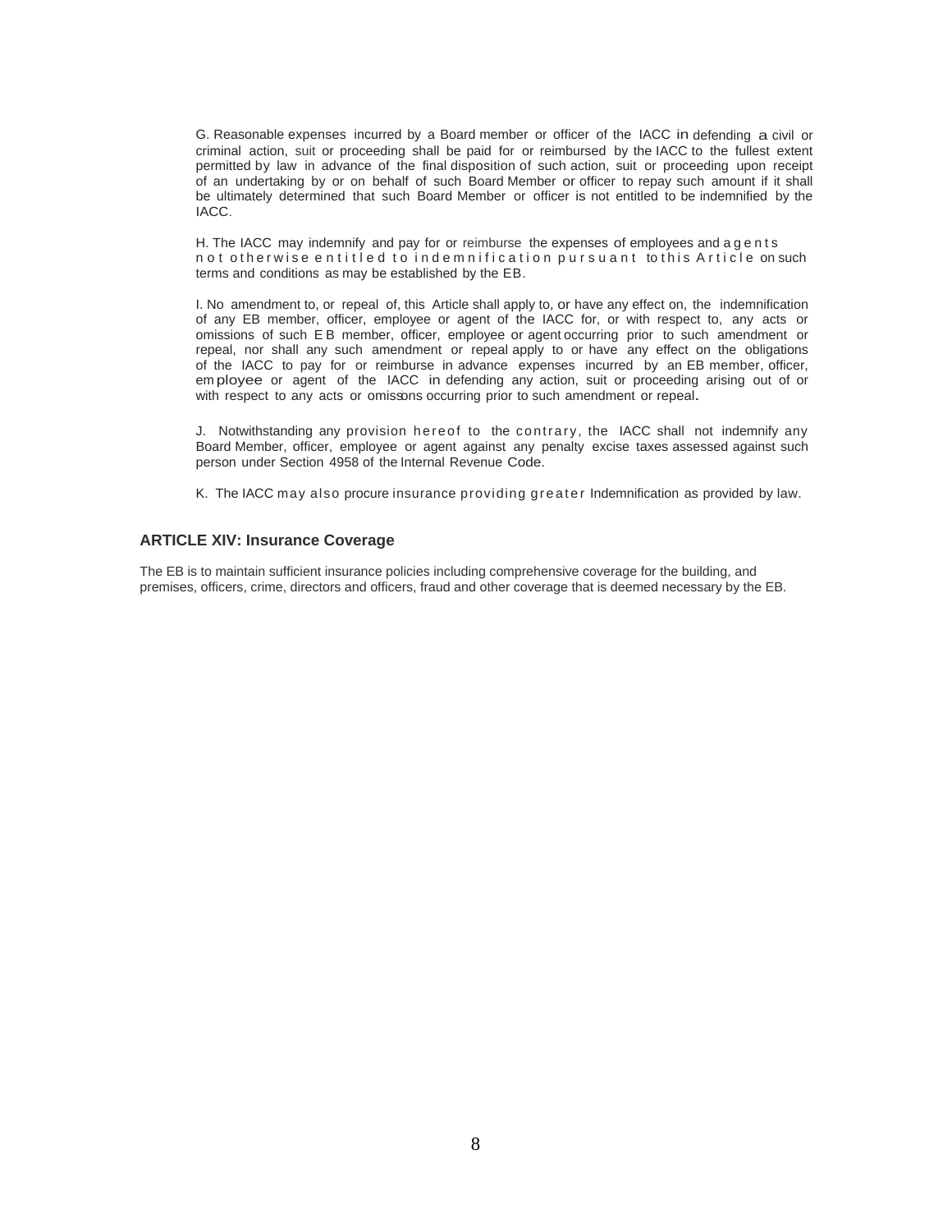G. Reasonable expenses incurred by a Board member or officer of the IACC in defending a civil or criminal action, suit or proceeding shall be paid for or reimbursed by the IACC to the fullest extent permitted by law in advance of the final disposition of such action, suit or proceeding upon receipt of an undertaking by or on behalf of such Board Member or officer to repay such amount if it shall be ultimately determined that such Board Member or officer is not entitled to be indemnified by the IACC.

H. The IACC may indemnify and pay for or reimburse the expenses of employees and agents not otherwise entitled to indemnification pursuant to this Article on such terms and conditions as may be established by the EB.

I. No amendment to, or repeal of, this Article shall apply to, or have any effect on, the indemnification of any EB member, officer, employee or agent of the IACC for, or with respect to, any acts or omissions of such EB member, officer, employee or agent occurring prior to such amendment or repeal, nor shall any such amendment or repeal apply to or have any effect on the obligations of the IACC to pay for or reimburse in advance expenses incurred by an EB member, officer, employee or agent of the IACC in defending any action, suit or proceeding arising out of or with respect to any acts or omissons occurring prior to such amendment or repeal.

J. Notwithstanding any provision hereof to the contrary, the IACC shall not indemnify any Board Member, officer, employee or agent against any penalty excise taxes assessed against such person under Section 4958 of the Internal Revenue Code.

K. The IACC may also procure insurance providing greater Indemnification as provided by law.

### ARTICLE XIV: Insurance Coverage

The EB is to maintain sufficient insurance policies including comprehensive coverage for the building, and premises, officers, crime, directors and officers, fraud and other coverage that is deemed necessary by the EB.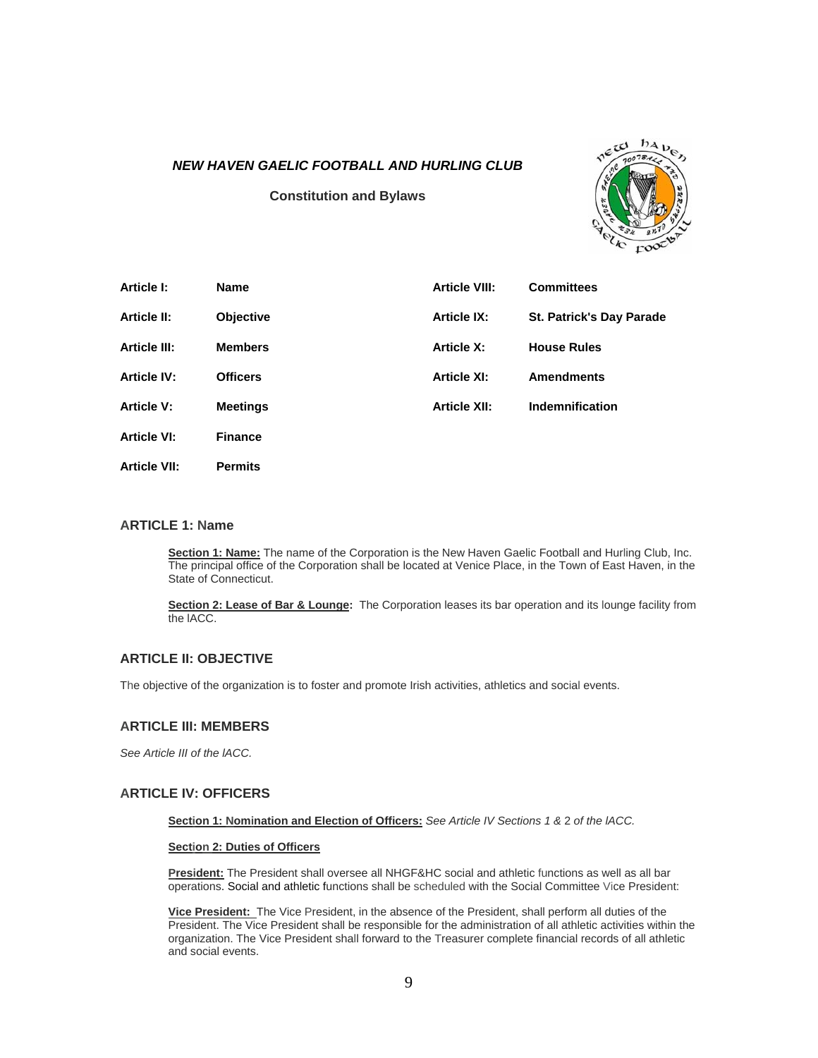***NEW HAVEN GAELIC FOOTBALL AND HURLING CLUB***

**Constitution and Bylaws**

| | | | |
|---|---|---|---|
| **Article I:** | **Name** | **Article VIII:** | **Committees** |
| **Article II:** | **Objective** | **Article IX:** | **St. Patrick's Day Parade** |
| **Article III:** | **Members** | **Article X:** | **House Rules** |
| **Article IV:** | **Officers** | **Article XI:** | **Amendments** |
| **Article V:** | **Meetings** | **Article XII:** | **Indemnification** |
| **Article VI:** | **Finance** | | |
| **Article VII:** | **Permits** | | |

## ARTICLE 1: Name

**Section 1: Name:** The name of the Corporation is the New Haven Gaelic Football and Hurling Club, Inc. The principal office of the Corporation shall be located at Venice Place, in the Town of East Haven, in the State of Connecticut.

**Section 2: Lease of Bar & Lounge:** The Corporation leases its bar operation and its lounge facility from the lACC.

## ARTICLE II: OBJECTIVE

The objective of the organization is to foster and promote Irish activities, athletics and social events.

## ARTICLE III: MEMBERS

*See Article III of the lACC.*

## ARTICLE IV: OFFICERS

**Section 1: Nomination and Election of Officers:** *See Article IV Sections 1 & 2 of the lACC.*

**Section 2: Duties of Officers**

**President:** The President shall oversee all NHGF&HC social and athletic functions as well as all bar operations. Social and athletic functions shall be scheduled with the Social Committee Vice President:

**Vice President:** The Vice President, in the absence of the President, shall perform all duties of the President. The Vice President shall be responsible for the administration of all athletic activities within the organization. The Vice President shall forward to the Treasurer complete financial records of all athletic and social events.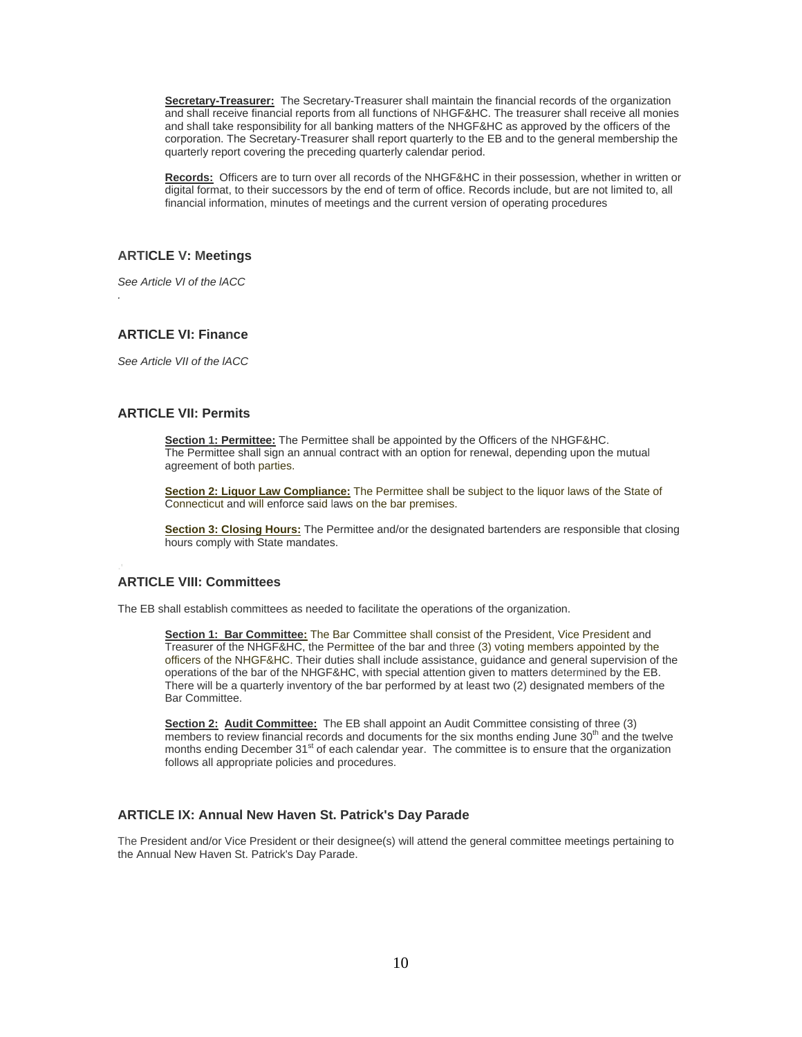**Secretary-Treasurer:** The Secretary-Treasurer shall maintain the financial records of the organization and shall receive financial reports from all functions of NHGF&HC. The treasurer shall receive all monies and shall take responsibility for all banking matters of the NHGF&HC as approved by the officers of the corporation. The Secretary-Treasurer shall report quarterly to the EB and to the general membership the quarterly report covering the preceding quarterly calendar period.

**Records:** Officers are to turn over all records of the NHGF&HC in their possession, whether in written or digital format, to their successors by the end of term of office. Records include, but are not limited to, all financial information, minutes of meetings and the current version of operating procedures

### ARTICLE V: Meetings

*See Article VI of the lACC*

### ARTICLE VI: Finance

*See Article VII of the lACC*

### ARTICLE VII: Permits

**Section 1: Permittee:** The Permittee shall be appointed by the Officers of the NHGF&HC. The Permittee shall sign an annual contract with an option for renewal, depending upon the mutual agreement of both parties.

**Section 2: Liquor Law Compliance:** The Permittee shall be subject to the liquor laws of the State of Connecticut and will enforce said laws on the bar premises.

**Section 3: Closing Hours:** The Permittee and/or the designated bartenders are responsible that closing hours comply with State mandates.

### ARTICLE VIII: Committees

The EB shall establish committees as needed to facilitate the operations of the organization.

**Section 1: Bar Committee:** The Bar Committee shall consist of the President, Vice President and Treasurer of the NHGF&HC, the Permittee of the bar and three (3) voting members appointed by the officers of the NHGF&HC. Their duties shall include assistance, guidance and general supervision of the operations of the bar of the NHGF&HC, with special attention given to matters determined by the EB. There will be a quarterly inventory of the bar performed by at least two (2) designated members of the Bar Committee.

**Section 2: Audit Committee:** The EB shall appoint an Audit Committee consisting of three (3) members to review financial records and documents for the six months ending June 30th and the twelve months ending December 31st of each calendar year. The committee is to ensure that the organization follows all appropriate policies and procedures.

### ARTICLE IX: Annual New Haven St. Patrick's Day Parade

The President and/or Vice President or their designee(s) will attend the general committee meetings pertaining to the Annual New Haven St. Patrick's Day Parade.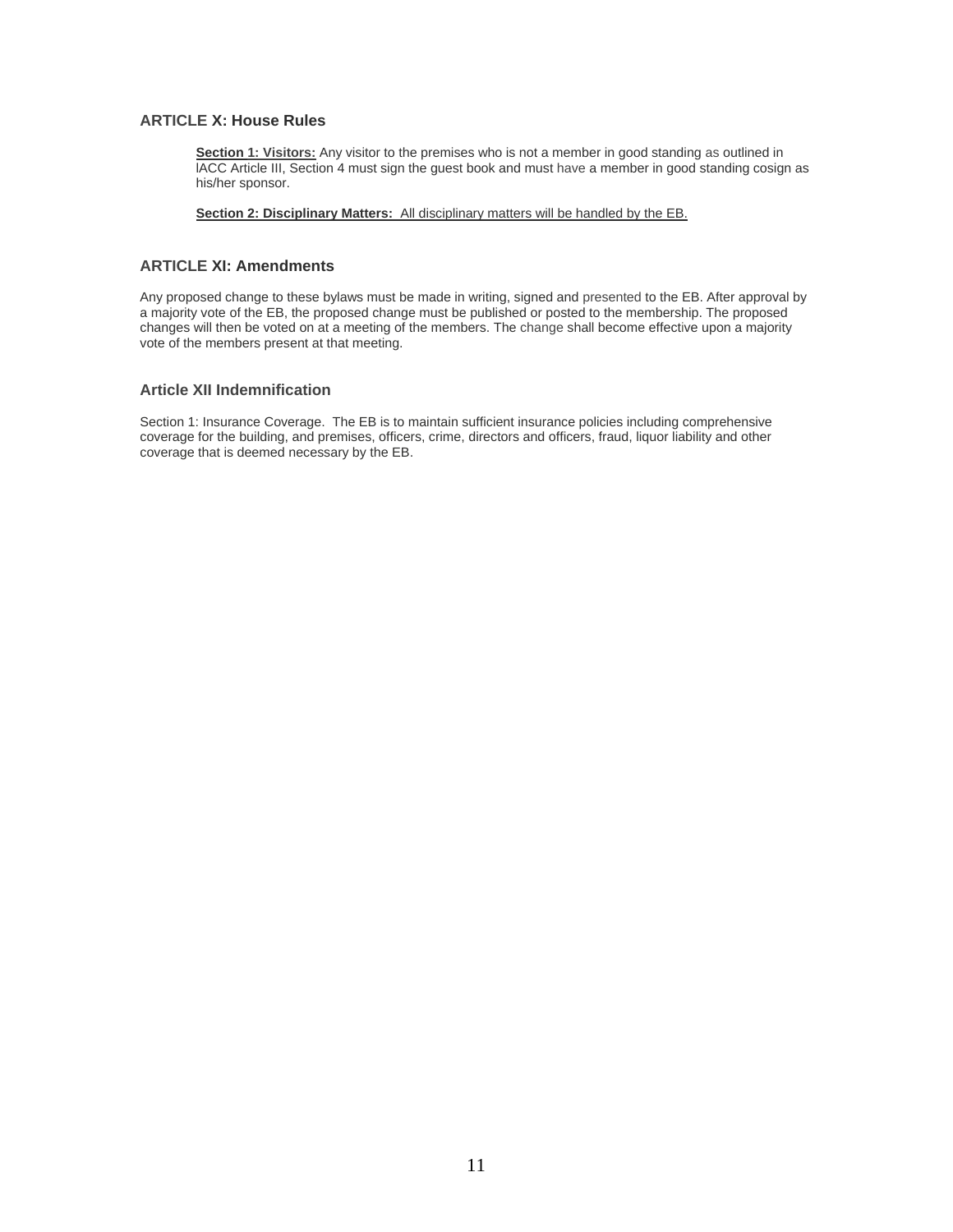### ARTICLE X: House Rules

**Section 1: Visitors:** Any visitor to the premises who is not a member in good standing as outlined in IACC Article III, Section 4 must sign the guest book and must have a member in good standing cosign as his/her sponsor.

**Section 2: Disciplinary Matters:** All disciplinary matters will be handled by the EB.

### ARTICLE XI: Amendments

Any proposed change to these bylaws must be made in writing, signed and presented to the EB. After approval by a majority vote of the EB, the proposed change must be published or posted to the membership. The proposed changes will then be voted on at a meeting of the members. The change shall become effective upon a majority vote of the members present at that meeting.

### Article XII Indemnification

Section 1: Insurance Coverage. The EB is to maintain sufficient insurance policies including comprehensive coverage for the building, and premises, officers, crime, directors and officers, fraud, liquor liability and other coverage that is deemed necessary by the EB.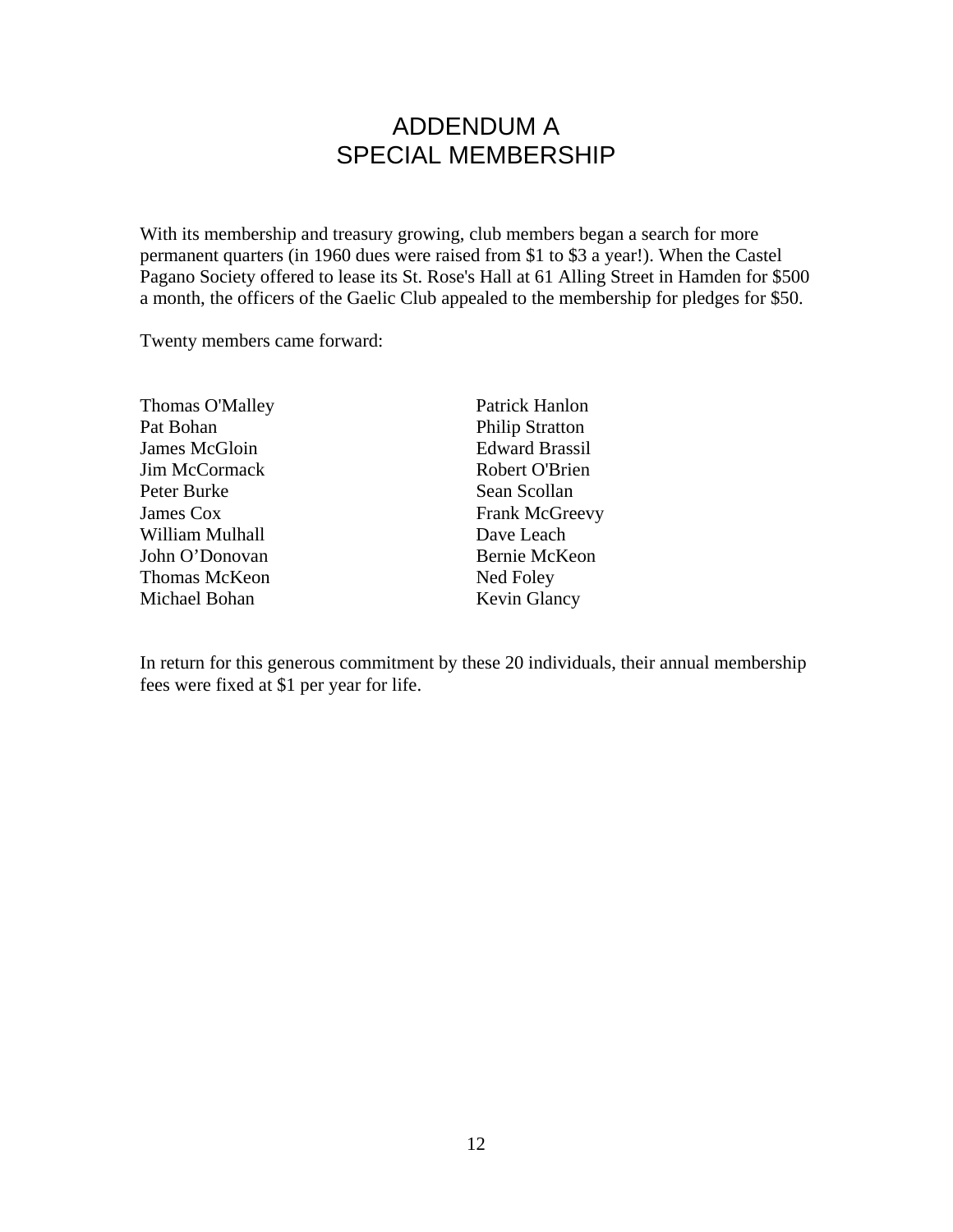# ADDENDUM A
# SPECIAL MEMBERSHIP

With its membership and treasury growing, club members began a search for more permanent quarters (in 1960 dues were raised from $1 to $3 a year!). When the Castel Pagano Society offered to lease its St. Rose's Hall at 61 Alling Street in Hamden for $500 a month, the officers of the Gaelic Club appealed to the membership for pledges for $50.

Twenty members came forward:

Thomas O'Malley
Pat Bohan
James McGloin
Jim McCormack
Peter Burke
James Cox
William Mulhall
John O'Donovan
Thomas McKeon
Michael Bohan
Patrick Hanlon
Philip Stratton
Edward Brassil
Robert O'Brien
Sean Scollan
Frank McGreevy
Dave Leach
Bernie McKeon
Ned Foley
Kevin Glancy

In return for this generous commitment by these 20 individuals, their annual membership fees were fixed at $1 per year for life.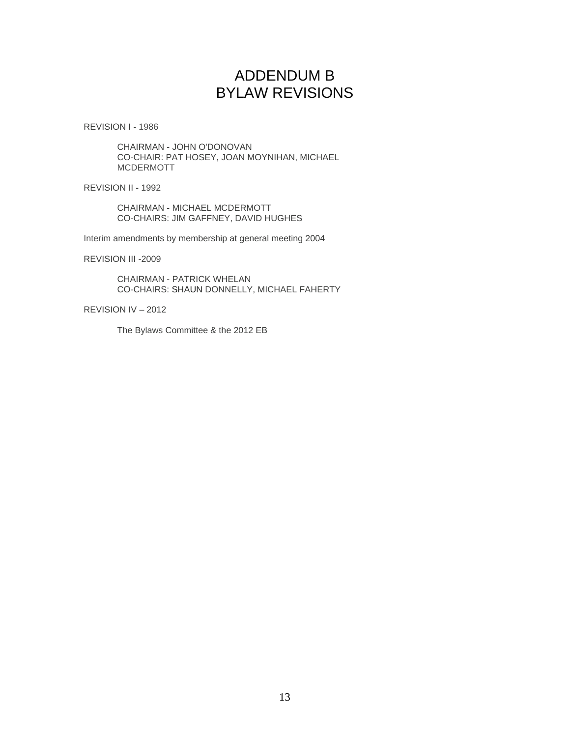# ADDENDUM B
# BYLAW REVISIONS

REVISION I - 1986

CHAIRMAN - JOHN O'DONOVAN
CO-CHAIR: PAT HOSEY, JOAN MOYNIHAN, MICHAEL MCDERMOTT

REVISION II - 1992

CHAIRMAN - MICHAEL MCDERMOTT
CO-CHAIRS: JIM GAFFNEY, DAVID HUGHES

Interim amendments by membership at general meeting 2004

REVISION III -2009

CHAIRMAN - PATRICK WHELAN
CO-CHAIRS: SHAUN DONNELLY, MICHAEL FAHERTY

REVISION IV – 2012

The Bylaws Committee & the 2012 EB